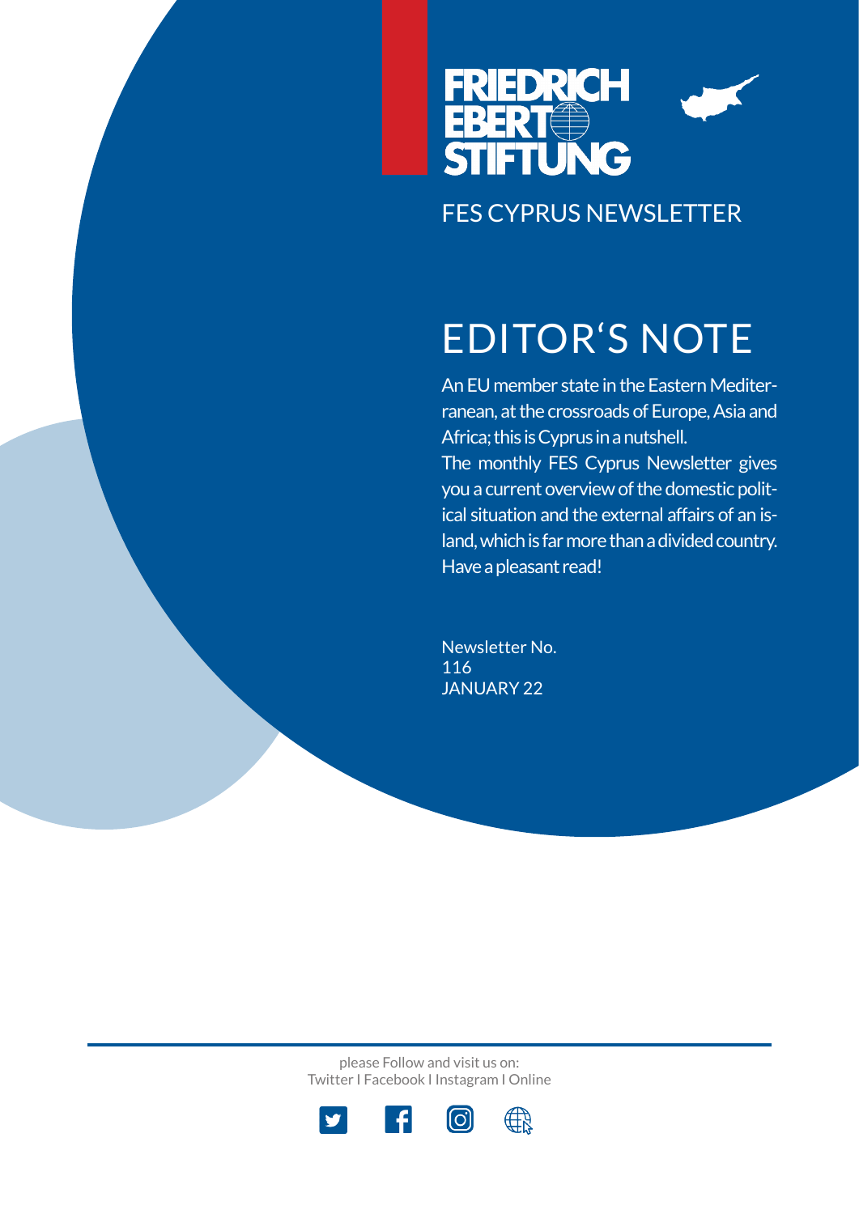FRIEDRICH EBERT STIFTUNG

FES CYPRUS NEWSLETTER

# EDITOR'S NOTE

An EU member state in the Eastern Mediterranean, at the crossroads of Europe, Asia and Africa; this is Cyprus in a nutshell.
The monthly FES Cyprus Newsletter gives you a current overview of the domestic political situation and the external affairs of an island, which is far more than a divided country.
Have a pleasant read!

Newsletter No.
116
JANUARY 22

please Follow and visit us on:
Twitter I Facebook I Instagram I Online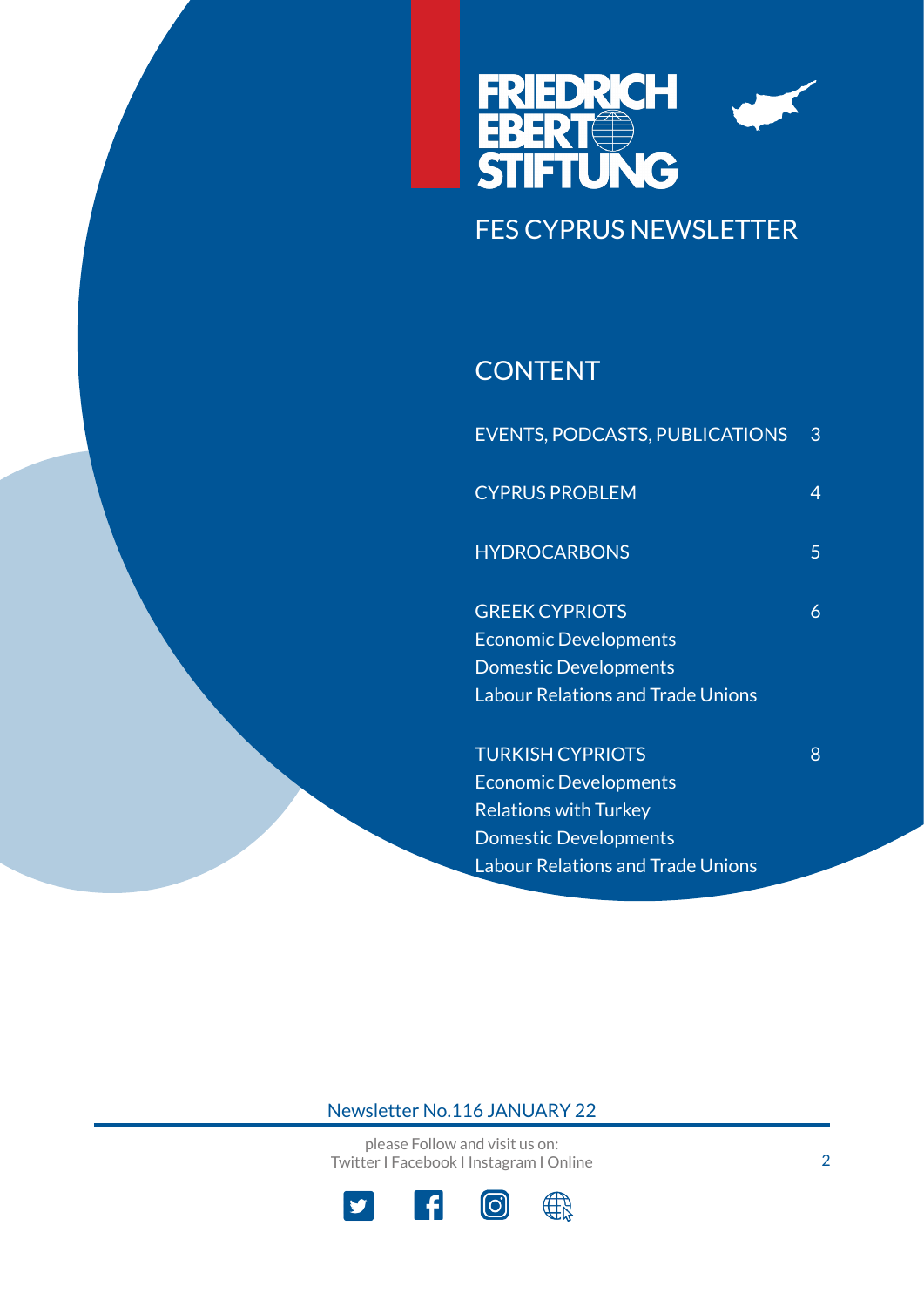FRIEDRICH EBERT STIFTUNG

# FES CYPRUS NEWSLETTER

## CONTENT

| | |
|---|---|
| EVENTS, PODCASTS, PUBLICATIONS | 3 |
| CYPRUS PROBLEM | 4 |
| HYDROCARBONS | 5 |
| GREEK CYPRIOTS<br>Economic Developments<br>Domestic Developments<br>Labour Relations and Trade Unions | 6 |
| TURKISH CYPRIOTS<br>Economic Developments<br>Relations with Turkey<br>Domestic Developments<br>Labour Relations and Trade Unions | 8 |

Newsletter No.116 JANUARY 22

please Follow and visit us on:
Twitter I Facebook I Instagram I Online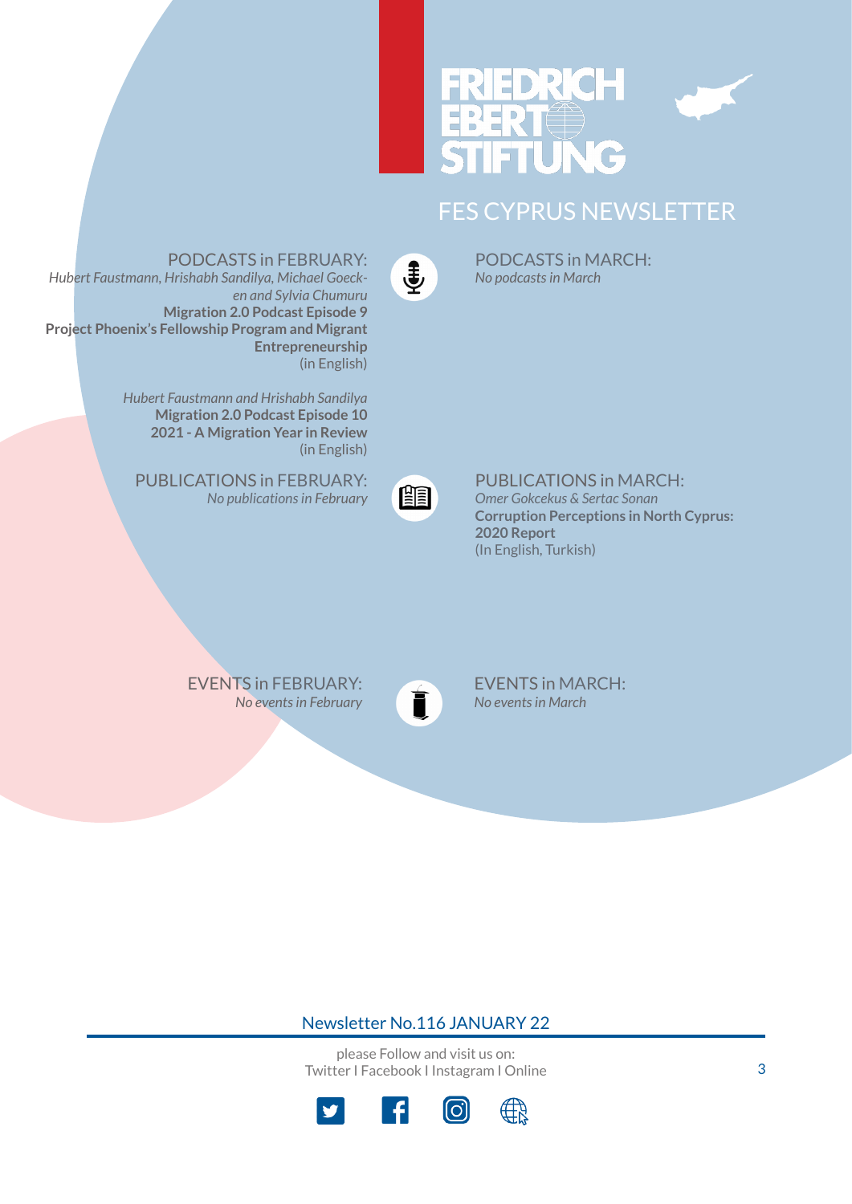# FES CYPRUS NEWSLETTER

## PODCASTS in FEBRUARY:

*Hubert Faustmann, Hrishabh Sandilya, Michael Goecken and Sylvia Chumuru*
**Migration 2.0 Podcast Episode 9**
**Project Phoenix's Fellowship Program and Migrant Entrepreneurship**
(in English)

*Hubert Faustmann and Hrishabh Sandilya*
**Migration 2.0 Podcast Episode 10**
**2021 - A Migration Year in Review**
(in English)

## PODCASTS in MARCH:

*No podcasts in March*

## PUBLICATIONS in FEBRUARY:

*No publications in February*

## PUBLICATIONS in MARCH:

*Omer Gokcekus & Sertac Sonan*
**Corruption Perceptions in North Cyprus: 2020 Report**
(In English, Turkish)

## EVENTS in FEBRUARY:

*No events in February*

## EVENTS in MARCH:

*No events in March*

Newsletter No.116 JANUARY 22

please Follow and visit us on:
Twitter I Facebook I Instagram I Online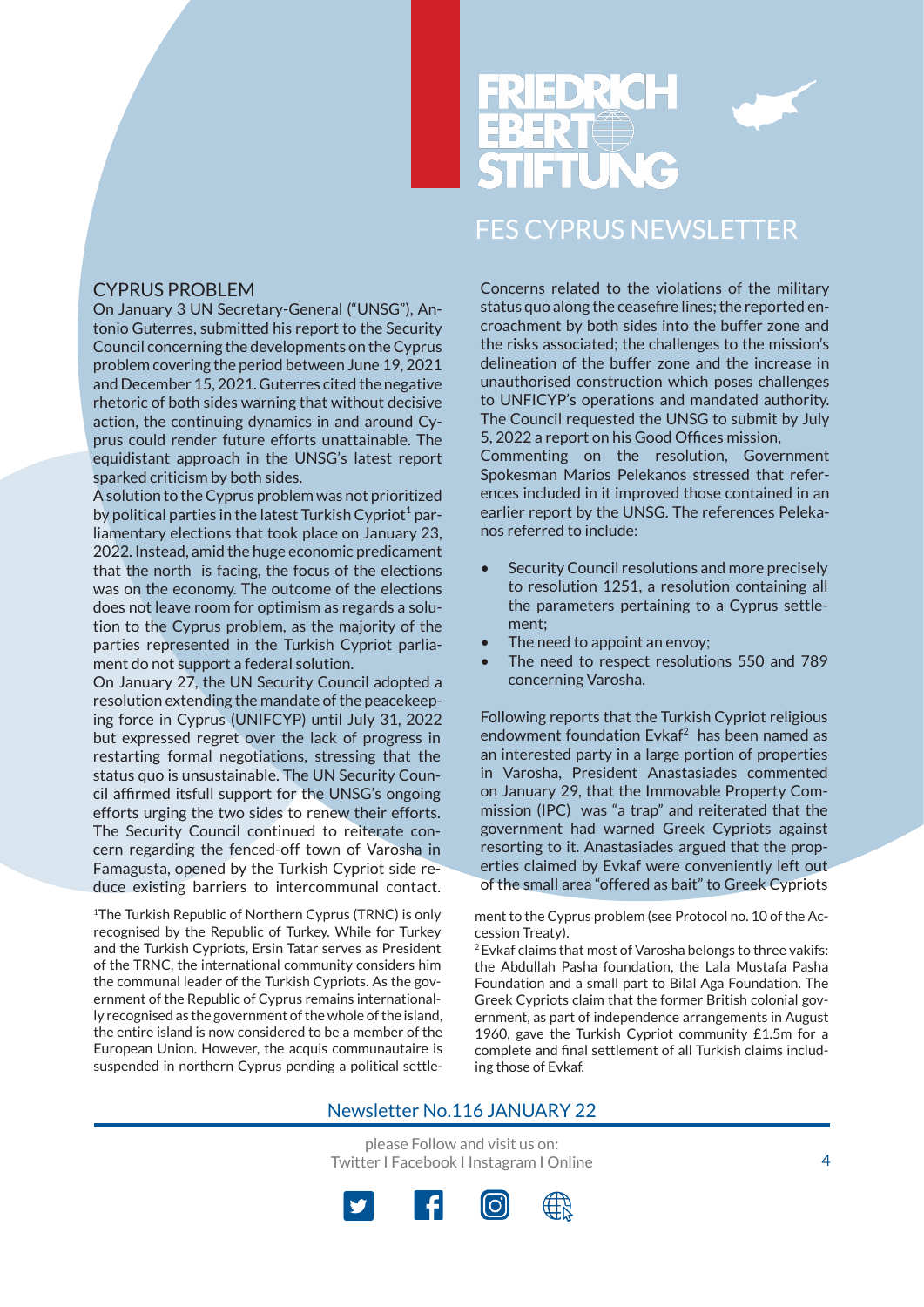## CYPRUS PROBLEM

On January 3 UN Secretary-General ("UNSG"), Antonio Guterres, submitted his report to the Security Council concerning the developments on the Cyprus problem covering the period between June 19, 2021 and December 15, 2021. Guterres cited the negative rhetoric of both sides warning that without decisive action, the continuing dynamics in and around Cyprus could render future efforts unattainable. The equidistant approach in the UNSG's latest report sparked criticism by both sides.

A solution to the Cyprus problem was not prioritized by political parties in the latest Turkish Cypriot[1] parliamentary elections that took place on January 23, 2022. Instead, amid the huge economic predicament that the north is facing, the focus of the elections was on the economy. The outcome of the elections does not leave room for optimism as regards a solution to the Cyprus problem, as the majority of the parties represented in the Turkish Cypriot parliament do not support a federal solution.

On January 27, the UN Security Council adopted a resolution extending the mandate of the peacekeeping force in Cyprus (UNIFCYP) until July 31, 2022 but expressed regret over the lack of progress in restarting formal negotiations, stressing that the status quo is unsustainable. The UN Security Council affirmed itsfull support for the UNSG's ongoing efforts urging the two sides to renew their efforts. The Security Council continued to reiterate concern regarding the fenced-off town of Varosha in Famagusta, opened by the Turkish Cypriot side reduce existing barriers to intercommunal contact. Concerns related to the violations of the military status quo along the ceasefire lines; the reported encroachment by both sides into the buffer zone and the risks associated; the challenges to the mission's delineation of the buffer zone and the increase in unauthorised construction which poses challenges to UNFICYP's operations and mandated authority. The Council requested the UNSG to submit by July 5, 2022 a report on his Good Offices mission,

Commenting on the resolution, Government Spokesman Marios Pelekanos stressed that references included in it improved those contained in an earlier report by the UNSG. The references Pelekanos referred to include:

- Security Council resolutions and more precisely to resolution 1251, a resolution containing all the parameters pertaining to a Cyprus settlement;
- The need to appoint an envoy;
- The need to respect resolutions 550 and 789 concerning Varosha.

Following reports that the Turkish Cypriot religious endowment foundation Evkaf[2] has been named as an interested party in a large portion of properties in Varosha, President Anastasiades commented on January 29, that the Immovable Property Commission (IPC) was "a trap" and reiterated that the government had warned Greek Cypriots against resorting to it. Anastasiades argued that the properties claimed by Evkaf were conveniently left out of the small area "offered as bait" to Greek Cypriots

[1] The Turkish Republic of Northern Cyprus (TRNC) is only recognised by the Republic of Turkey. While for Turkey and the Turkish Cypriots, Ersin Tatar serves as President of the TRNC, the international community considers him the communal leader of the Turkish Cypriots. As the government of the Republic of Cyprus remains internationally recognised as the government of the whole of the island, the entire island is now considered to be a member of the European Union. However, the acquis communautaire is suspended in northern Cyprus pending a political settlement to the Cyprus problem (see Protocol no. 10 of the Accession Treaty).

[2] Evkaf claims that most of Varosha belongs to three vakifs: the Abdullah Pasha foundation, the Lala Mustafa Pasha Foundation and a small part to Bilal Aga Foundation. The Greek Cypriots claim that the former British colonial government, as part of independence arrangements in August 1960, gave the Turkish Cypriot community £1.5m for a complete and final settlement of all Turkish claims including those of Evkaf.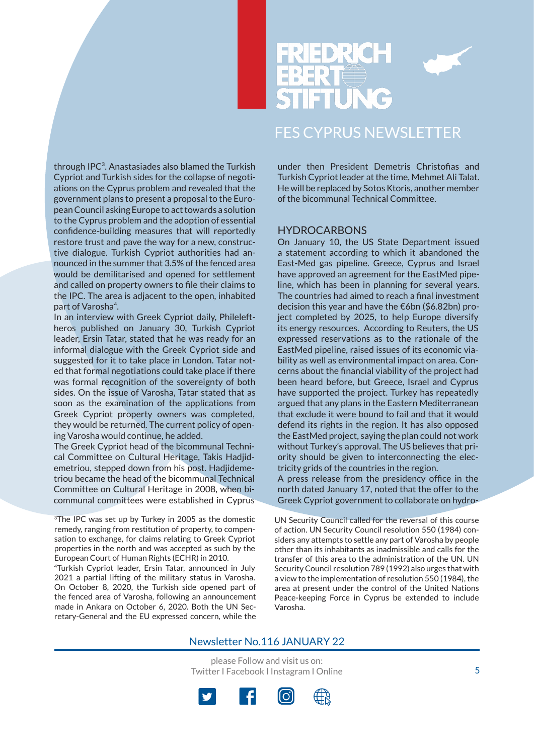through IPC[3]. Anastasiades also blamed the Turkish Cypriot and Turkish sides for the collapse of negotiations on the Cyprus problem and revealed that the government plans to present a proposal to the European Council asking Europe to act towards a solution to the Cyprus problem and the adoption of essential confidence-building measures that will reportedly restore trust and pave the way for a new, constructive dialogue. Turkish Cypriot authorities had announced in the summer that 3.5% of the fenced area would be demilitarised and opened for settlement and called on property owners to file their claims to the IPC. The area is adjacent to the open, inhabited part of Varosha[4].

In an interview with Greek Cypriot daily, Phileleftheros published on January 30, Turkish Cypriot leader, Ersin Tatar, stated that he was ready for an informal dialogue with the Greek Cypriot side and suggested for it to take place in London. Tatar noted that formal negotiations could take place if there was formal recognition of the sovereignty of both sides. On the issue of Varosha, Tatar stated that as soon as the examination of the applications from Greek Cypriot property owners was completed, they would be returned. The current policy of opening Varosha would continue, he added.

The Greek Cypriot head of the bicommunal Technical Committee on Cultural Heritage, Takis Hadjidemetriou, stepped down from his post. Hadjidemetriou became the head of the bicommunal Technical Committee on Cultural Heritage in 2008, when bicommunal committees were established in Cyprus under then President Demetris Christofias and Turkish Cypriot leader at the time, Mehmet Ali Talat. He will be replaced by Sotos Ktoris, another member of the bicommunal Technical Committee.

## HYDROCARBONS

On January 10, the US State Department issued a statement according to which it abandoned the East-Med gas pipeline. Greece, Cyprus and Israel have approved an agreement for the EastMed pipeline, which has been in planning for several years. The countries had aimed to reach a final investment decision this year and have the €6bn ($6.82bn) project completed by 2025, to help Europe diversify its energy resources. According to Reuters, the US expressed reservations as to the rationale of the EastMed pipeline, raised issues of its economic viability as well as environmental impact on area. Concerns about the financial viability of the project had been heard before, but Greece, Israel and Cyprus have supported the project. Turkey has repeatedly argued that any plans in the Eastern Mediterranean that exclude it were bound to fail and that it would defend its rights in the region. It has also opposed the EastMed project, saying the plan could not work without Turkey's approval. The US believes that priority should be given to interconnecting the electricity grids of the countries in the region.

A press release from the presidency office in the north dated January 17, noted that the offer to the Greek Cypriot government to collaborate on hydro-

---

[3]The IPC was set up by Turkey in 2005 as the domestic remedy, ranging from restitution of property, to compensation to exchange, for claims relating to Greek Cypriot properties in the north and was accepted as such by the European Court of Human Rights (ECHR) in 2010.

[4]Turkish Cypriot leader, Ersin Tatar, announced in July 2021 a partial lifting of the military status in Varosha. On October 8, 2020, the Turkish side opened part of the fenced area of Varosha, following an announcement made in Ankara on October 6, 2020. Both the UN Secretary-General and the EU expressed concern, while the UN Security Council called for the reversal of this course of action. UN Security Council resolution 550 (1984) considers any attempts to settle any part of Varosha by people other than its inhabitants as inadmissible and calls for the transfer of this area to the administration of the UN. UN Security Council resolution 789 (1992) also urges that with a view to the implementation of resolution 550 (1984), the area at present under the control of the United Nations Peace-keeping Force in Cyprus be extended to include Varosha.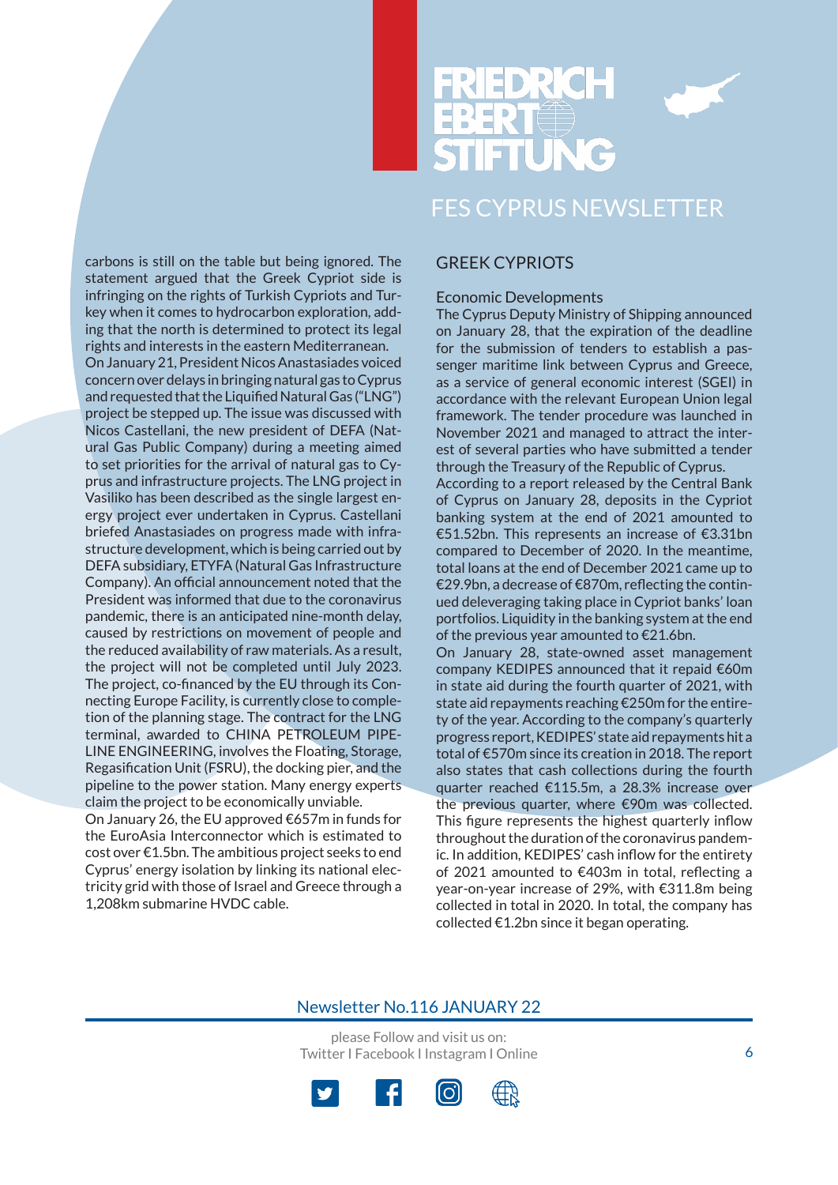carbons is still on the table but being ignored. The statement argued that the Greek Cypriot side is infringing on the rights of Turkish Cypriots and Turkey when it comes to hydrocarbon exploration, adding that the north is determined to protect its legal rights and interests in the eastern Mediterranean.

On January 21, President Nicos Anastasiades voiced concern over delays in bringing natural gas to Cyprus and requested that the Liquified Natural Gas ("LNG") project be stepped up. The issue was discussed with Nicos Castellani, the new president of DEFA (Natural Gas Public Company) during a meeting aimed to set priorities for the arrival of natural gas to Cyprus and infrastructure projects. The LNG project in Vasiliko has been described as the single largest energy project ever undertaken in Cyprus. Castellani briefed Anastasiades on progress made with infrastructure development, which is being carried out by DEFA subsidiary, ETYFA (Natural Gas Infrastructure Company). An official announcement noted that the President was informed that due to the coronavirus pandemic, there is an anticipated nine-month delay, caused by restrictions on movement of people and the reduced availability of raw materials. As a result, the project will not be completed until July 2023. The project, co-financed by the EU through its Connecting Europe Facility, is currently close to completion of the planning stage. The contract for the LNG terminal, awarded to CHINA PETROLEUM PIPELINE ENGINEERING, involves the Floating, Storage, Regasification Unit (FSRU), the docking pier, and the pipeline to the power station. Many energy experts claim the project to be economically unviable.

On January 26, the EU approved €657m in funds for the EuroAsia Interconnector which is estimated to cost over €1.5bn. The ambitious project seeks to end Cyprus' energy isolation by linking its national electricity grid with those of Israel and Greece through a 1,208km submarine HVDC cable.

## GREEK CYPRIOTS

### Economic Developments

The Cyprus Deputy Ministry of Shipping announced on January 28, that the expiration of the deadline for the submission of tenders to establish a passenger maritime link between Cyprus and Greece, as a service of general economic interest (SGEI) in accordance with the relevant European Union legal framework. The tender procedure was launched in November 2021 and managed to attract the interest of several parties who have submitted a tender through the Treasury of the Republic of Cyprus.

According to a report released by the Central Bank of Cyprus on January 28, deposits in the Cypriot banking system at the end of 2021 amounted to €51.52bn. This represents an increase of €3.31bn compared to December of 2020. In the meantime, total loans at the end of December 2021 came up to €29.9bn, a decrease of €870m, reflecting the continued deleveraging taking place in Cypriot banks' loan portfolios. Liquidity in the banking system at the end of the previous year amounted to €21.6bn.

On January 28, state-owned asset management company KEDIPES announced that it repaid €60m in state aid during the fourth quarter of 2021, with state aid repayments reaching €250m for the entirety of the year. According to the company's quarterly progress report, KEDIPES' state aid repayments hit a total of €570m since its creation in 2018. The report also states that cash collections during the fourth quarter reached €115.5m, a 28.3% increase over the previous quarter, where €90m was collected. This figure represents the highest quarterly inflow throughout the duration of the coronavirus pandemic. In addition, KEDIPES' cash inflow for the entirety of 2021 amounted to €403m in total, reflecting a year-on-year increase of 29%, with €311.8m being collected in total in 2020. In total, the company has collected €1.2bn since it began operating.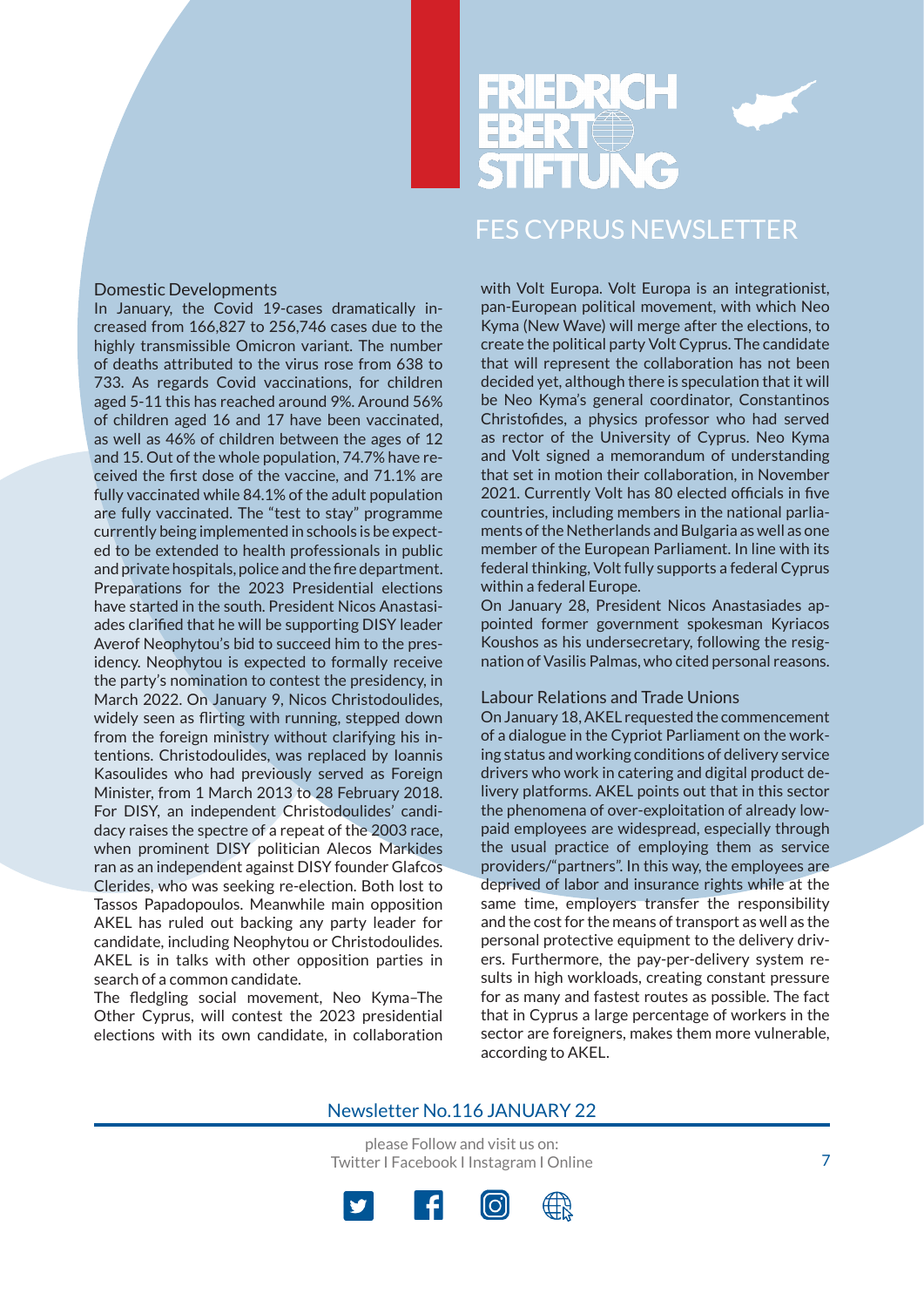## Domestic Developments

In January, the Covid 19-cases dramatically increased from 166,827 to 256,746 cases due to the highly transmissible Omicron variant. The number of deaths attributed to the virus rose from 638 to 733. As regards Covid vaccinations, for children aged 5-11 this has reached around 9%. Around 56% of children aged 16 and 17 have been vaccinated, as well as 46% of children between the ages of 12 and 15. Out of the whole population, 74.7% have received the first dose of the vaccine, and 71.1% are fully vaccinated while 84.1% of the adult population are fully vaccinated. The "test to stay" programme currently being implemented in schools is be expected to be extended to health professionals in public and private hospitals, police and the fire department.

Preparations for the 2023 Presidential elections have started in the south. President Nicos Anastasiades clarified that he will be supporting DISY leader Averof Neophytou's bid to succeed him to the presidency. Neophytou is expected to formally receive the party's nomination to contest the presidency, in March 2022. On January 9, Nicos Christodoulides, widely seen as flirting with running, stepped down from the foreign ministry without clarifying his intentions. Christodoulides, was replaced by Ioannis Kasoulides who had previously served as Foreign Minister, from 1 March 2013 to 28 February 2018. For DISY, an independent Christodoulides' candidacy raises the spectre of a repeat of the 2003 race, when prominent DISY politician Alecos Markides ran as an independent against DISY founder Glafcos Clerides, who was seeking re-election. Both lost to Tassos Papadopoulos. Meanwhile main opposition AKEL has ruled out backing any party leader for candidate, including Neophytou or Christodoulides. AKEL is in talks with other opposition parties in search of a common candidate.

The fledgling social movement, Neo Kyma–The Other Cyprus, will contest the 2023 presidential elections with its own candidate, in collaboration with Volt Europa. Volt Europa is an integrationist, pan-European political movement, with which Neo Kyma (New Wave) will merge after the elections, to create the political party Volt Cyprus. The candidate that will represent the collaboration has not been decided yet, although there is speculation that it will be Neo Kyma's general coordinator, Constantinos Christofides, a physics professor who had served as rector of the University of Cyprus. Neo Kyma and Volt signed a memorandum of understanding that set in motion their collaboration, in November 2021. Currently Volt has 80 elected officials in five countries, including members in the national parliaments of the Netherlands and Bulgaria as well as one member of the European Parliament. In line with its federal thinking, Volt fully supports a federal Cyprus within a federal Europe.

On January 28, President Nicos Anastasiades appointed former government spokesman Kyriacos Koushos as his undersecretary, following the resignation of Vasilis Palmas, who cited personal reasons.

## Labour Relations and Trade Unions

On January 18, AKEL requested the commencement of a dialogue in the Cypriot Parliament on the working status and working conditions of delivery service drivers who work in catering and digital product delivery platforms. AKEL points out that in this sector the phenomena of over-exploitation of already low-paid employees are widespread, especially through the usual practice of employing them as service providers/"partners". In this way, the employees are deprived of labor and insurance rights while at the same time, employers transfer the responsibility and the cost for the means of transport as well as the personal protective equipment to the delivery drivers. Furthermore, the pay-per-delivery system results in high workloads, creating constant pressure for as many and fastest routes as possible. The fact that in Cyprus a large percentage of workers in the sector are foreigners, makes them more vulnerable, according to AKEL.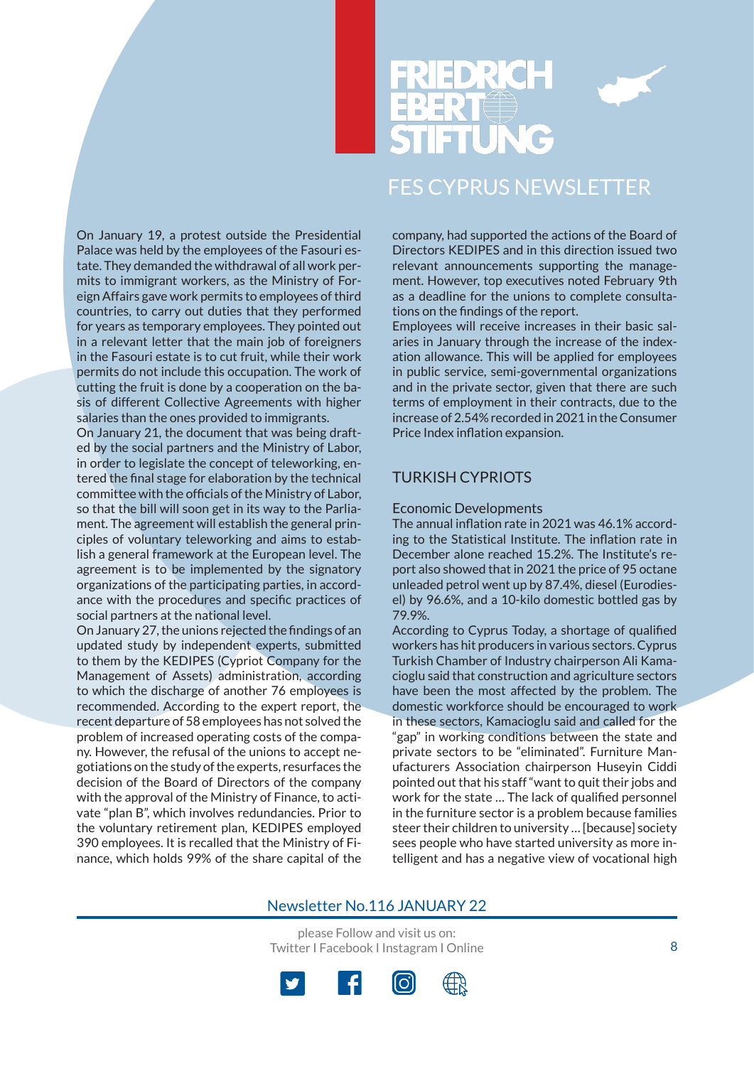On January 19, a protest outside the Presidential Palace was held by the employees of the Fasouri estate. They demanded the withdrawal of all work permits to immigrant workers, as the Ministry of Foreign Affairs gave work permits to employees of third countries, to carry out duties that they performed for years as temporary employees. They pointed out in a relevant letter that the main job of foreigners in the Fasouri estate is to cut fruit, while their work permits do not include this occupation. The work of cutting the fruit is done by a cooperation on the basis of different Collective Agreements with higher salaries than the ones provided to immigrants.

On January 21, the document that was being drafted by the social partners and the Ministry of Labor, in order to legislate the concept of teleworking, entered the final stage for elaboration by the technical committee with the officials of the Ministry of Labor, so that the bill will soon get in its way to the Parliament. The agreement will establish the general principles of voluntary teleworking and aims to establish a general framework at the European level. The agreement is to be implemented by the signatory organizations of the participating parties, in accordance with the procedures and specific practices of social partners at the national level.

On January 27, the unions rejected the findings of an updated study by independent experts, submitted to them by the KEDIPES (Cypriot Company for the Management of Assets) administration, according to which the discharge of another 76 employees is recommended. According to the expert report, the recent departure of 58 employees has not solved the problem of increased operating costs of the company. However, the refusal of the unions to accept negotiations on the study of the experts, resurfaces the decision of the Board of Directors of the company with the approval of the Ministry of Finance, to activate "plan B", which involves redundancies. Prior to the voluntary retirement plan, KEDIPES employed 390 employees. It is recalled that the Ministry of Finance, which holds 99% of the share capital of the company, had supported the actions of the Board of Directors KEDIPES and in this direction issued two relevant announcements supporting the management. However, top executives noted February 9th as a deadline for the unions to complete consultations on the findings of the report.

Employees will receive increases in their basic salaries in January through the increase of the indexation allowance. This will be applied for employees in public service, semi-governmental organizations and in the private sector, given that there are such terms of employment in their contracts, due to the increase of 2.54% recorded in 2021 in the Consumer Price Index inflation expansion.

## TURKISH CYPRIOTS

### Economic Developments

The annual inflation rate in 2021 was 46.1% according to the Statistical Institute. The inflation rate in December alone reached 15.2%. The Institute's report also showed that in 2021 the price of 95 octane unleaded petrol went up by 87.4%, diesel (Eurodiesel) by 96.6%, and a 10-kilo domestic bottled gas by 79.9%.

According to Cyprus Today, a shortage of qualified workers has hit producers in various sectors. Cyprus Turkish Chamber of Industry chairperson Ali Kamacioglu said that construction and agriculture sectors have been the most affected by the problem. The domestic workforce should be encouraged to work in these sectors, Kamacioglu said and called for the "gap" in working conditions between the state and private sectors to be "eliminated". Furniture Manufacturers Association chairperson Huseyin Ciddi pointed out that his staff "want to quit their jobs and work for the state … The lack of qualified personnel in the furniture sector is a problem because families steer their children to university … [because] society sees people who have started university as more intelligent and has a negative view of vocational high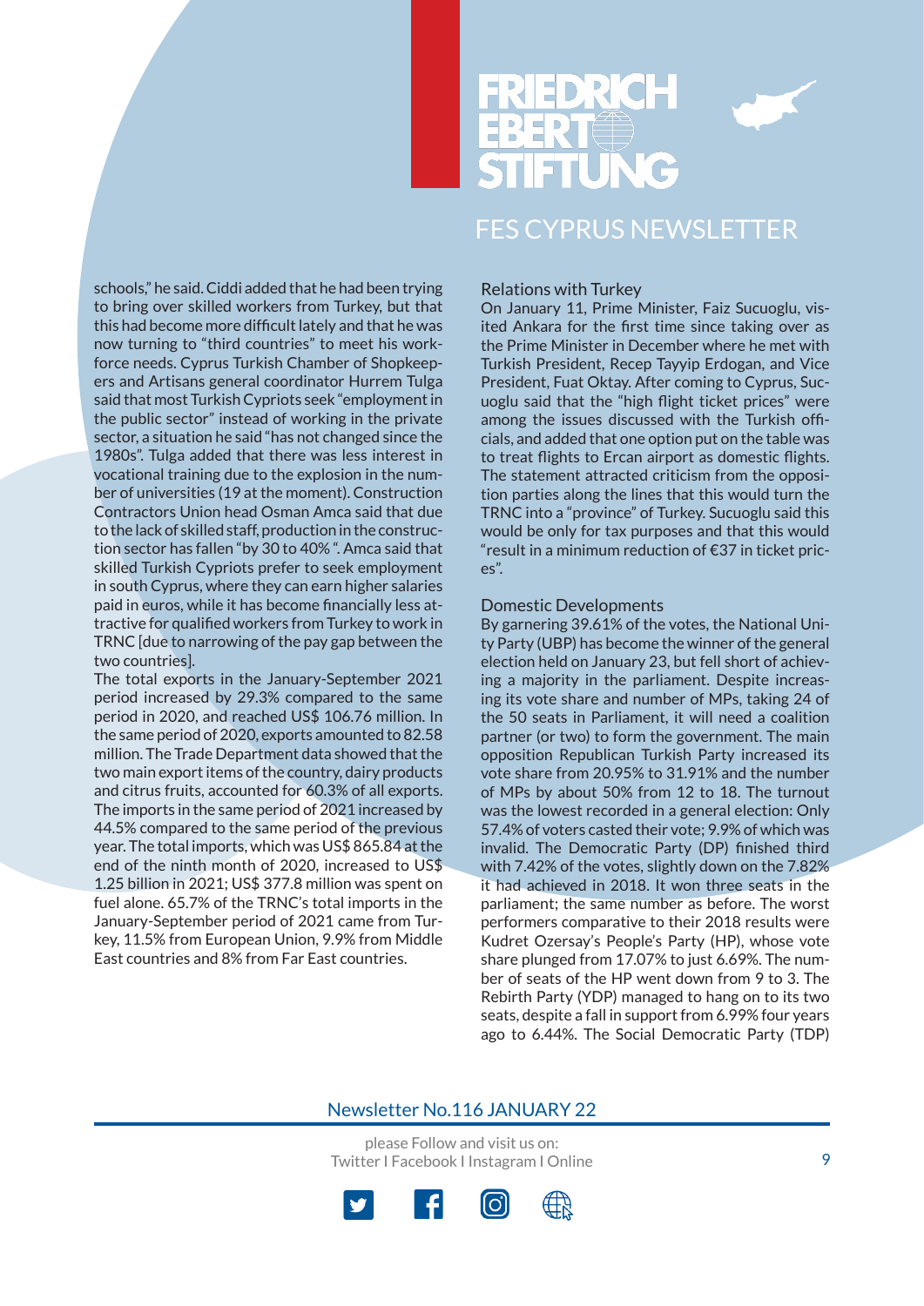schools," he said. Ciddi added that he had been trying to bring over skilled workers from Turkey, but that this had become more difficult lately and that he was now turning to "third countries" to meet his workforce needs. Cyprus Turkish Chamber of Shopkeepers and Artisans general coordinator Hurrem Tulga said that most Turkish Cypriots seek "employment in the public sector" instead of working in the private sector, a situation he said "has not changed since the 1980s". Tulga added that there was less interest in vocational training due to the explosion in the number of universities (19 at the moment). Construction Contractors Union head Osman Amca said that due to the lack of skilled staff, production in the construction sector has fallen "by 30 to 40% ". Amca said that skilled Turkish Cypriots prefer to seek employment in south Cyprus, where they can earn higher salaries paid in euros, while it has become financially less attractive for qualified workers from Turkey to work in TRNC [due to narrowing of the pay gap between the two countries].

The total exports in the January-September 2021 period increased by 29.3% compared to the same period in 2020, and reached US$ 106.76 million. In the same period of 2020, exports amounted to 82.58 million. The Trade Department data showed that the two main export items of the country, dairy products and citrus fruits, accounted for 60.3% of all exports. The imports in the same period of 2021 increased by 44.5% compared to the same period of the previous year. The total imports, which was US$ 865.84 at the end of the ninth month of 2020, increased to US$ 1.25 billion in 2021; US$ 377.8 million was spent on fuel alone. 65.7% of the TRNC's total imports in the January-September period of 2021 came from Turkey, 11.5% from European Union, 9.9% from Middle East countries and 8% from Far East countries.

## Relations with Turkey

On January 11, Prime Minister, Faiz Sucuoglu, visited Ankara for the first time since taking over as the Prime Minister in December where he met with Turkish President, Recep Tayyip Erdogan, and Vice President, Fuat Oktay. After coming to Cyprus, Sucuoglu said that the "high flight ticket prices" were among the issues discussed with the Turkish officials, and added that one option put on the table was to treat flights to Ercan airport as domestic flights. The statement attracted criticism from the opposition parties along the lines that this would turn the TRNC into a "province" of Turkey. Sucuoglu said this would be only for tax purposes and that this would "result in a minimum reduction of €37 in ticket prices".

## Domestic Developments

By garnering 39.61% of the votes, the National Unity Party (UBP) has become the winner of the general election held on January 23, but fell short of achieving a majority in the parliament. Despite increasing its vote share and number of MPs, taking 24 of the 50 seats in Parliament, it will need a coalition partner (or two) to form the government. The main opposition Republican Turkish Party increased its vote share from 20.95% to 31.91% and the number of MPs by about 50% from 12 to 18. The turnout was the lowest recorded in a general election: Only 57.4% of voters casted their vote; 9.9% of which was invalid. The Democratic Party (DP) finished third with 7.42% of the votes, slightly down on the 7.82% it had achieved in 2018. It won three seats in the parliament; the same number as before. The worst performers comparative to their 2018 results were Kudret Ozersay's People's Party (HP), whose vote share plunged from 17.07% to just 6.69%. The number of seats of the HP went down from 9 to 3. The Rebirth Party (YDP) managed to hang on to its two seats, despite a fall in support from 6.99% four years ago to 6.44%. The Social Democratic Party (TDP)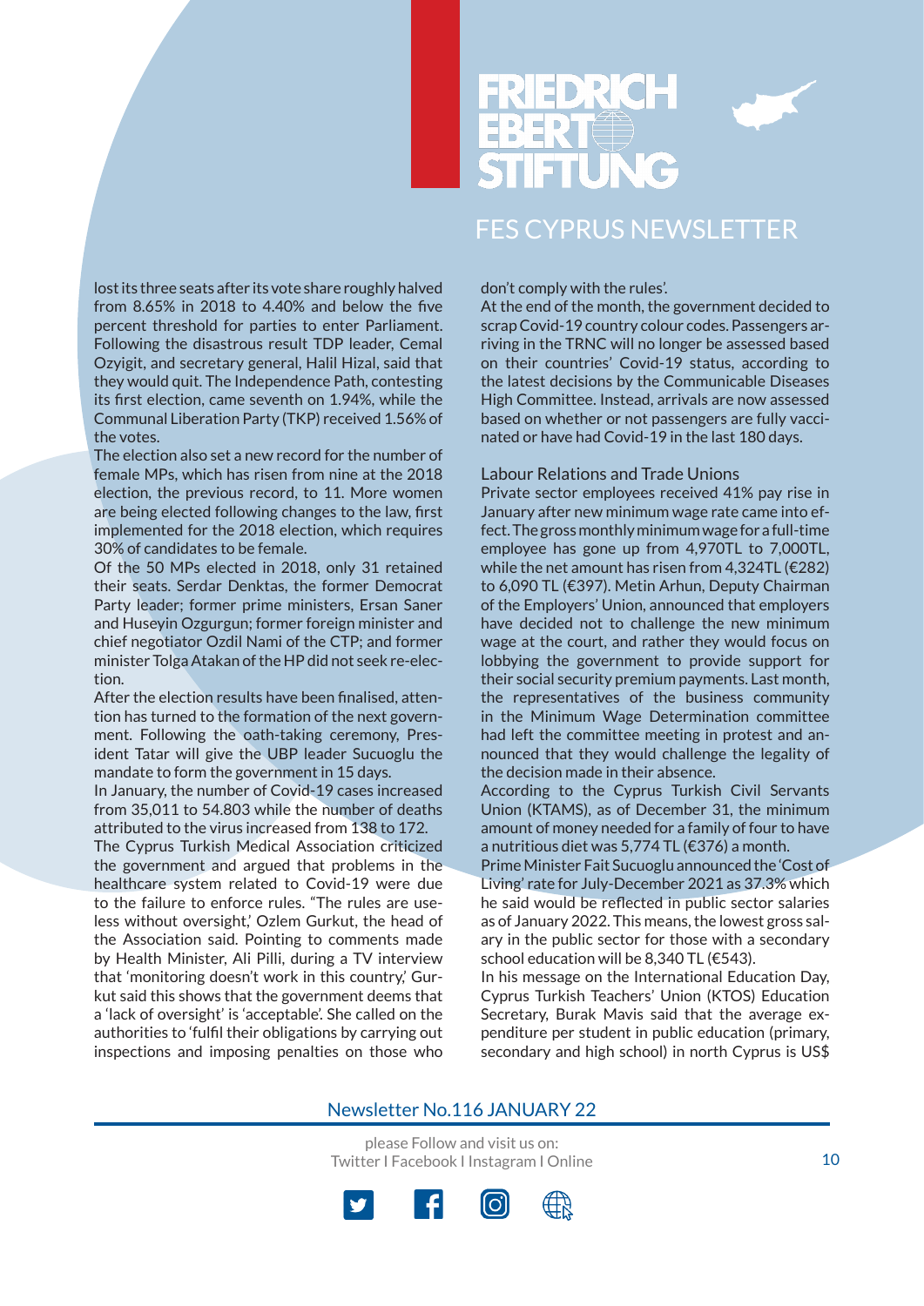lost its three seats after its vote share roughly halved from 8.65% in 2018 to 4.40% and below the five percent threshold for parties to enter Parliament. Following the disastrous result TDP leader, Cemal Ozyigit, and secretary general, Halil Hizal, said that they would quit. The Independence Path, contesting its first election, came seventh on 1.94%, while the Communal Liberation Party (TKP) received 1.56% of the votes.

The election also set a new record for the number of female MPs, which has risen from nine at the 2018 election, the previous record, to 11. More women are being elected following changes to the law, first implemented for the 2018 election, which requires 30% of candidates to be female.

Of the 50 MPs elected in 2018, only 31 retained their seats. Serdar Denktas, the former Democrat Party leader; former prime ministers, Ersan Saner and Huseyin Ozgurgun; former foreign minister and chief negotiator Ozdil Nami of the CTP; and former minister Tolga Atakan of the HP did not seek re-election.

After the election results have been finalised, attention has turned to the formation of the next government. Following the oath-taking ceremony, President Tatar will give the UBP leader Sucuoglu the mandate to form the government in 15 days.

In January, the number of Covid-19 cases increased from 35,011 to 54.803 while the number of deaths attributed to the virus increased from 138 to 172.

The Cyprus Turkish Medical Association criticized the government and argued that problems in the healthcare system related to Covid-19 were due to the failure to enforce rules. "The rules are useless without oversight,' Ozlem Gurkut, the head of the Association said. Pointing to comments made by Health Minister, Ali Pilli, during a TV interview that 'monitoring doesn't work in this country,' Gurkut said this shows that the government deems that a 'lack of oversight' is 'acceptable'. She called on the authorities to 'fulfil their obligations by carrying out inspections and imposing penalties on those who don't comply with the rules'.

At the end of the month, the government decided to scrap Covid-19 country colour codes. Passengers arriving in the TRNC will no longer be assessed based on their countries' Covid-19 status, according to the latest decisions by the Communicable Diseases High Committee. Instead, arrivals are now assessed based on whether or not passengers are fully vaccinated or have had Covid-19 in the last 180 days.

## Labour Relations and Trade Unions

Private sector employees received 41% pay rise in January after new minimum wage rate came into effect. The gross monthly minimum wage for a full-time employee has gone up from 4,970TL to 7,000TL, while the net amount has risen from 4,324TL (€282) to 6,090 TL (€397). Metin Arhun, Deputy Chairman of the Employers' Union, announced that employers have decided not to challenge the new minimum wage at the court, and rather they would focus on lobbying the government to provide support for their social security premium payments. Last month, the representatives of the business community in the Minimum Wage Determination committee had left the committee meeting in protest and announced that they would challenge the legality of the decision made in their absence.

According to the Cyprus Turkish Civil Servants Union (KTAMS), as of December 31, the minimum amount of money needed for a family of four to have a nutritious diet was 5,774 TL (€376) a month.

Prime Minister Fait Sucuoglu announced the 'Cost of Living' rate for July-December 2021 as 37.3% which he said would be reflected in public sector salaries as of January 2022. This means, the lowest gross salary in the public sector for those with a secondary school education will be 8,340 TL (€543).

In his message on the International Education Day, Cyprus Turkish Teachers' Union (KTOS) Education Secretary, Burak Mavis said that the average expenditure per student in public education (primary, secondary and high school) in north Cyprus is US$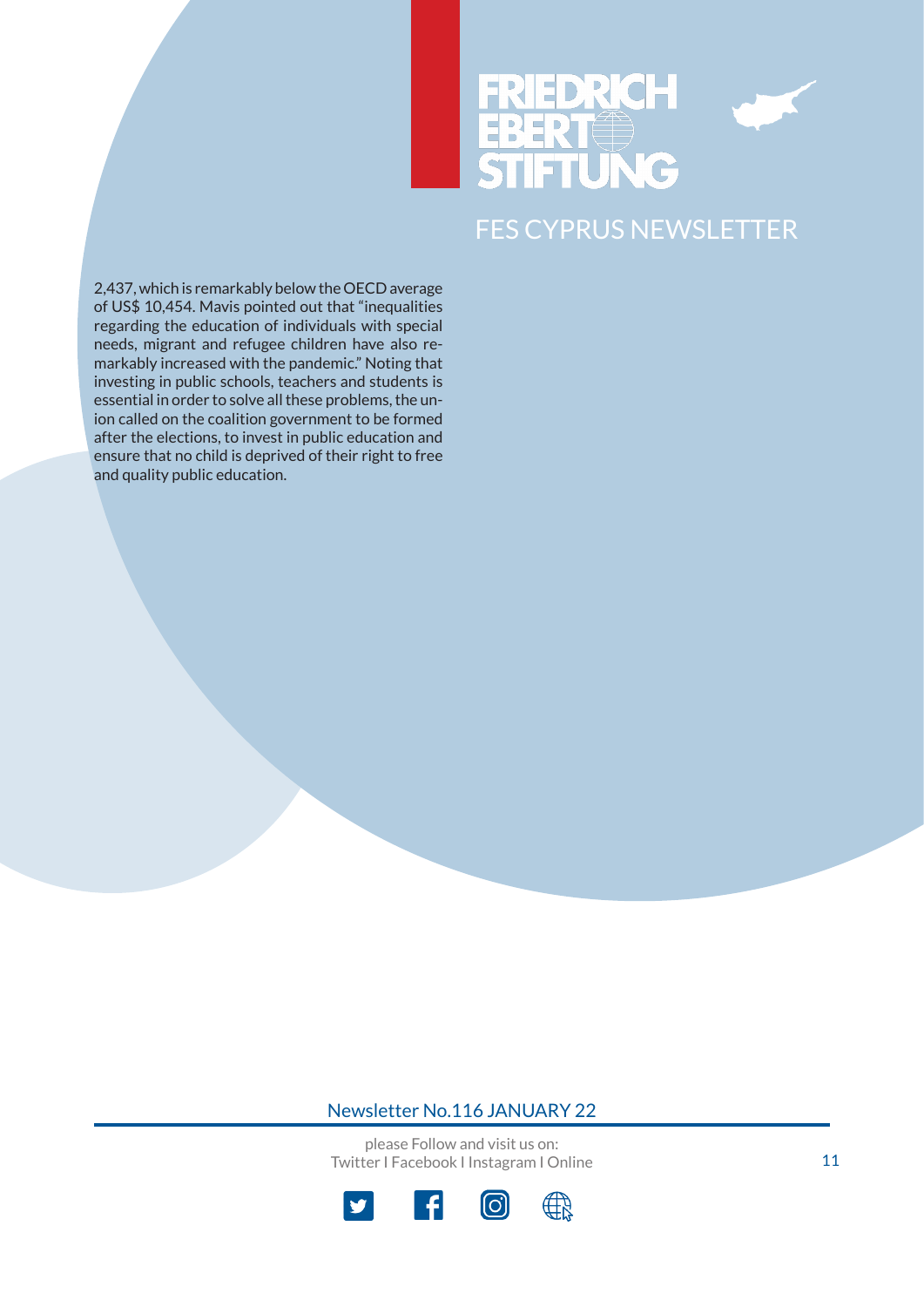2,437, which is remarkably below the OECD average of US$ 10,454. Mavis pointed out that "inequalities regarding the education of individuals with special needs, migrant and refugee children have also remarkably increased with the pandemic." Noting that investing in public schools, teachers and students is essential in order to solve all these problems, the union called on the coalition government to be formed after the elections, to invest in public education and ensure that no child is deprived of their right to free and quality public education.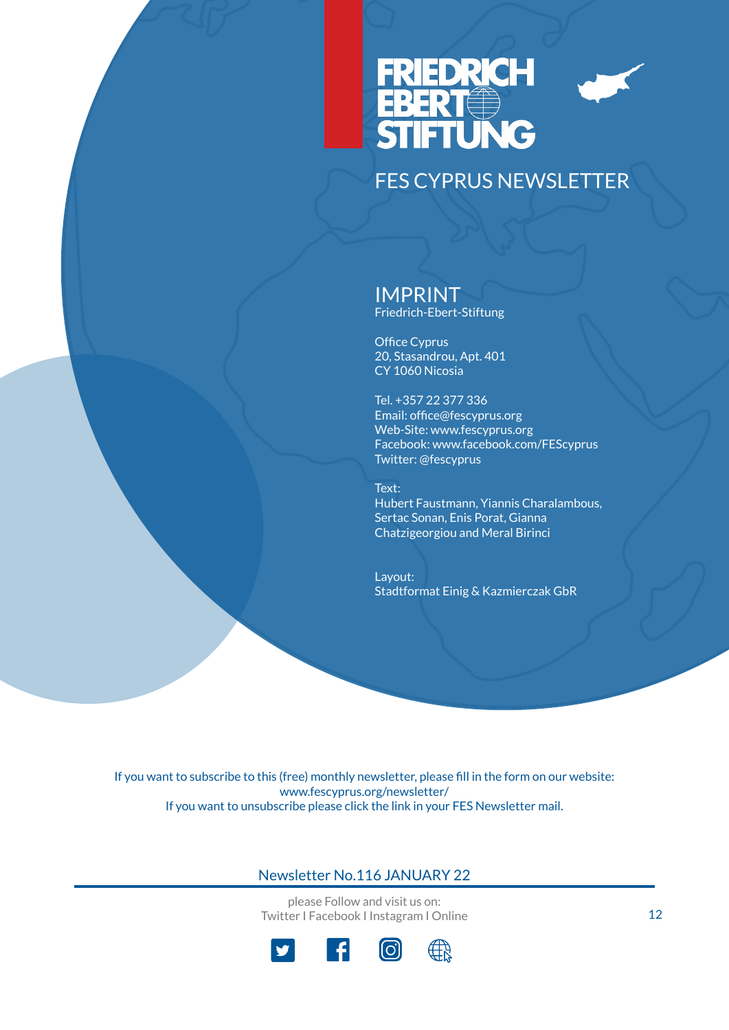FRIEDRICH EBERT STIFTUNG

FES CYPRUS NEWSLETTER

## IMPRINT

Friedrich-Ebert-Stiftung

Office Cyprus
20, Stasandrou, Apt. 401
CY 1060 Nicosia

Tel. +357 22 377 336
Email: office@fescyprus.org
Web-Site: www.fescyprus.org
Facebook: www.facebook.com/FEScyprus
Twitter: @fescyprus

Text:
Hubert Faustmann, Yiannis Charalambous, Sertac Sonan, Enis Porat, Gianna Chatzigeorgiou and Meral Birinci

Layout:
Stadtformat Einig & Kazmierczak GbR

If you want to subscribe to this (free) monthly newsletter, please fill in the form on our website:
www.fescyprus.org/newsletter/
If you want to unsubscribe please click the link in your FES Newsletter mail.

Newsletter No.116 JANUARY 22

please Follow and visit us on:
Twitter I Facebook I Instagram I Online